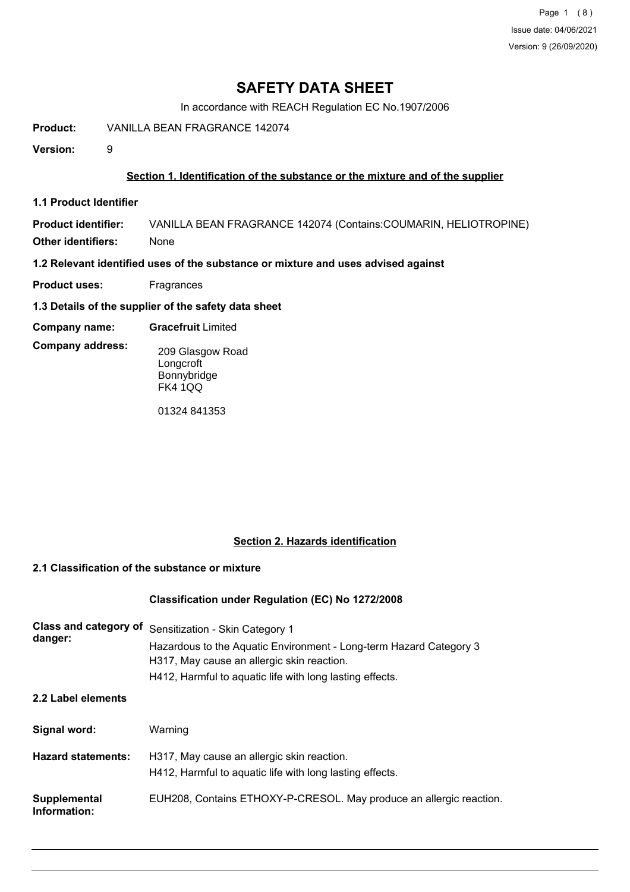# SAFETY DATA SHEET

In accordance with REACH Regulation EC No.1907/2006

**Product:** VANILLA BEAN FRAGRANCE 142074

**Version:** 9

## Section 1. Identification of the substance or the mixture and of the supplier

### 1.1 Product Identifier

**Product identifier:** VANILLA BEAN FRAGRANCE 142074 (Contains:COUMARIN, HELIOTROPINE)

**Other identifiers:** None

### 1.2 Relevant identified uses of the substance or mixture and uses advised against

**Product uses:** Fragrances

### 1.3 Details of the supplier of the safety data sheet

**Company name:** **Gracefruit** Limited

**Company address:**
209 Glasgow Road
Longcroft
Bonnybridge
FK4 1QQ

01324 841353

## Section 2. Hazards identification

### 2.1 Classification of the substance or mixture

**Classification under Regulation (EC) No 1272/2008**

**Class and category of danger:**
Sensitization - Skin Category 1
Hazardous to the Aquatic Environment - Long-term Hazard Category 3
H317, May cause an allergic skin reaction.
H412, Harmful to aquatic life with long lasting effects.

### 2.2 Label elements

**Signal word:** Warning

**Hazard statements:**
H317, May cause an allergic skin reaction.
H412, Harmful to aquatic life with long lasting effects.

**Supplemental Information:** EUH208, Contains ETHOXY-P-CRESOL. May produce an allergic reaction.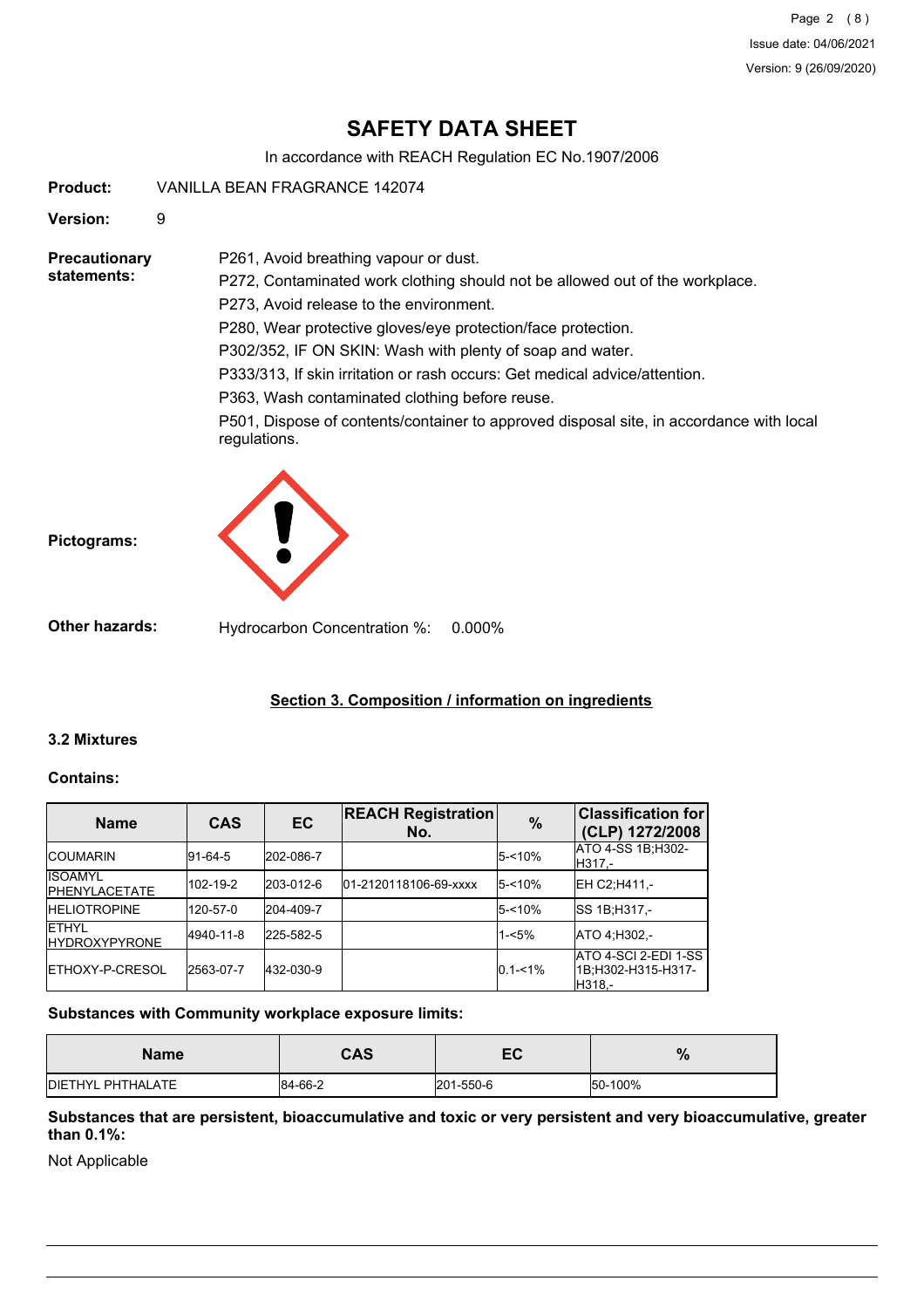# SAFETY DATA SHEET

In accordance with REACH Regulation EC No.1907/2006

**Product:** VANILLA BEAN FRAGRANCE 142074

**Version:** 9

**Precautionary statements:**

P261, Avoid breathing vapour or dust.

P272, Contaminated work clothing should not be allowed out of the workplace.

P273, Avoid release to the environment.

P280, Wear protective gloves/eye protection/face protection.

P302/352, IF ON SKIN: Wash with plenty of soap and water.

P333/313, If skin irritation or rash occurs: Get medical advice/attention.

P363, Wash contaminated clothing before reuse.

P501, Dispose of contents/container to approved disposal site, in accordance with local regulations.

**Pictograms:**

**Other hazards:** Hydrocarbon Concentration %: 0.000%

## Section 3. Composition / information on ingredients

### 3.2 Mixtures

**Contains:**

| Name | CAS | EC | REACH Registration No. | % | Classification for (CLP) 1272/2008 |
|---|---|---|---|---|---|
| COUMARIN | 91-64-5 | 202-086-7 | | 5-<10% | ATO 4-SS 1B;H302-H317,- |
| ISOAMYL PHENYLACETATE | 102-19-2 | 203-012-6 | 01-2120118106-69-xxxx | 5-<10% | EH C2;H411,- |
| HELIOTROPINE | 120-57-0 | 204-409-7 | | 5-<10% | SS 1B;H317,- |
| ETHYL HYDROXYPYRONE | 4940-11-8 | 225-582-5 | | 1-<5% | ATO 4;H302,- |
| ETHOXY-P-CRESOL | 2563-07-7 | 432-030-9 | | 0.1-<1% | ATO 4-SCI 2-EDI 1-SS 1B;H302-H315-H317-H318,- |

**Substances with Community workplace exposure limits:**

| Name | CAS | EC | % |
|---|---|---|---|
| DIETHYL PHTHALATE | 84-66-2 | 201-550-6 | 50-100% |

**Substances that are persistent, bioaccumulative and toxic or very persistent and very bioaccumulative, greater than 0.1%:**

Not Applicable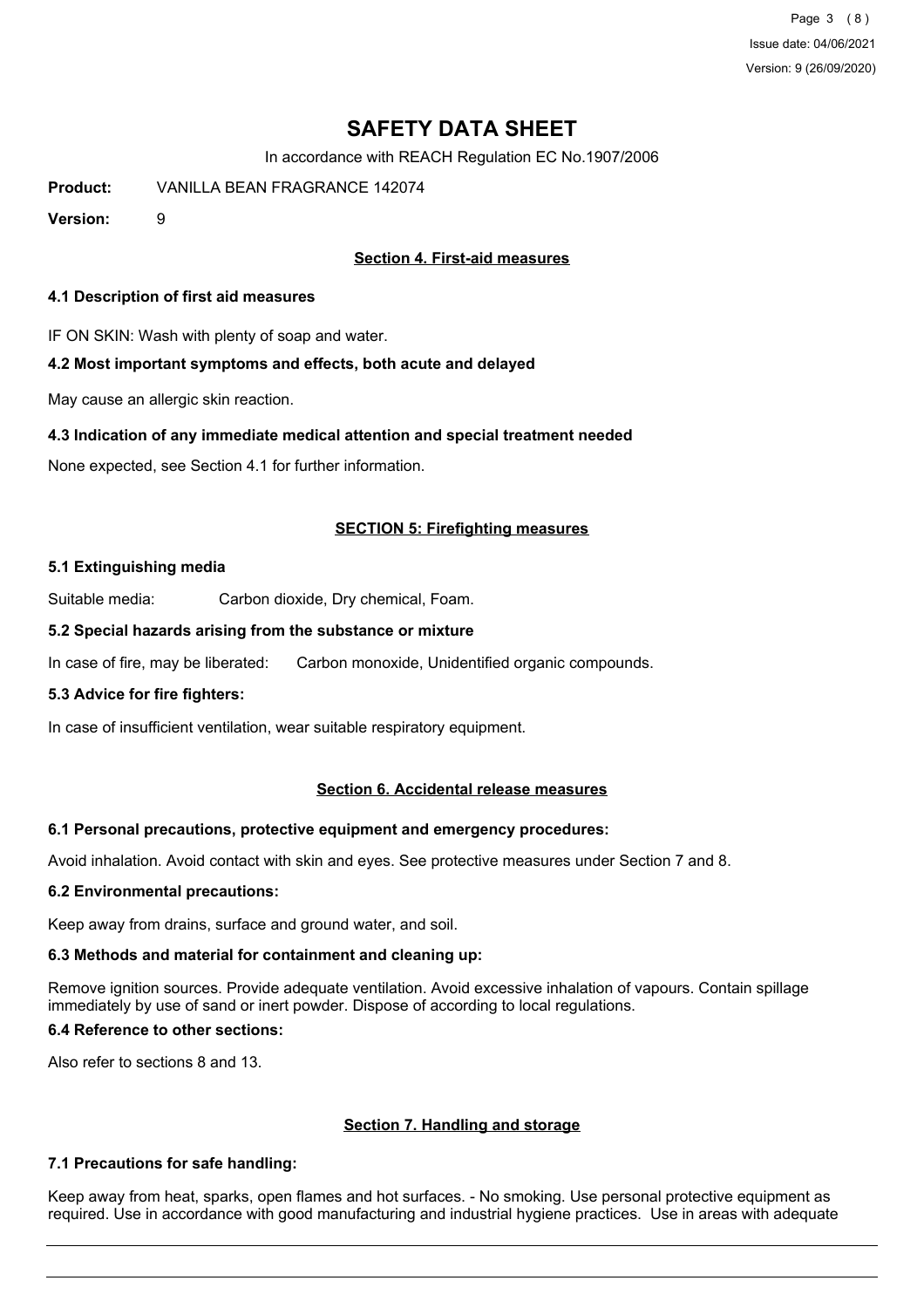# SAFETY DATA SHEET

In accordance with REACH Regulation EC No.1907/2006

**Product:** VANILLA BEAN FRAGRANCE 142074

**Version:** 9

## Section 4. First-aid measures

### 4.1 Description of first aid measures

IF ON SKIN: Wash with plenty of soap and water.

### 4.2 Most important symptoms and effects, both acute and delayed

May cause an allergic skin reaction.

### 4.3 Indication of any immediate medical attention and special treatment needed

None expected, see Section 4.1 for further information.

## SECTION 5: Firefighting measures

### 5.1 Extinguishing media

Suitable media: Carbon dioxide, Dry chemical, Foam.

### 5.2 Special hazards arising from the substance or mixture

In case of fire, may be liberated: Carbon monoxide, Unidentified organic compounds.

### 5.3 Advice for fire fighters:

In case of insufficient ventilation, wear suitable respiratory equipment.

## Section 6. Accidental release measures

### 6.1 Personal precautions, protective equipment and emergency procedures:

Avoid inhalation. Avoid contact with skin and eyes. See protective measures under Section 7 and 8.

### 6.2 Environmental precautions:

Keep away from drains, surface and ground water, and soil.

### 6.3 Methods and material for containment and cleaning up:

Remove ignition sources. Provide adequate ventilation. Avoid excessive inhalation of vapours. Contain spillage immediately by use of sand or inert powder. Dispose of according to local regulations.

### 6.4 Reference to other sections:

Also refer to sections 8 and 13.

## Section 7. Handling and storage

### 7.1 Precautions for safe handling:

Keep away from heat, sparks, open flames and hot surfaces. - No smoking. Use personal protective equipment as required. Use in accordance with good manufacturing and industrial hygiene practices. Use in areas with adequate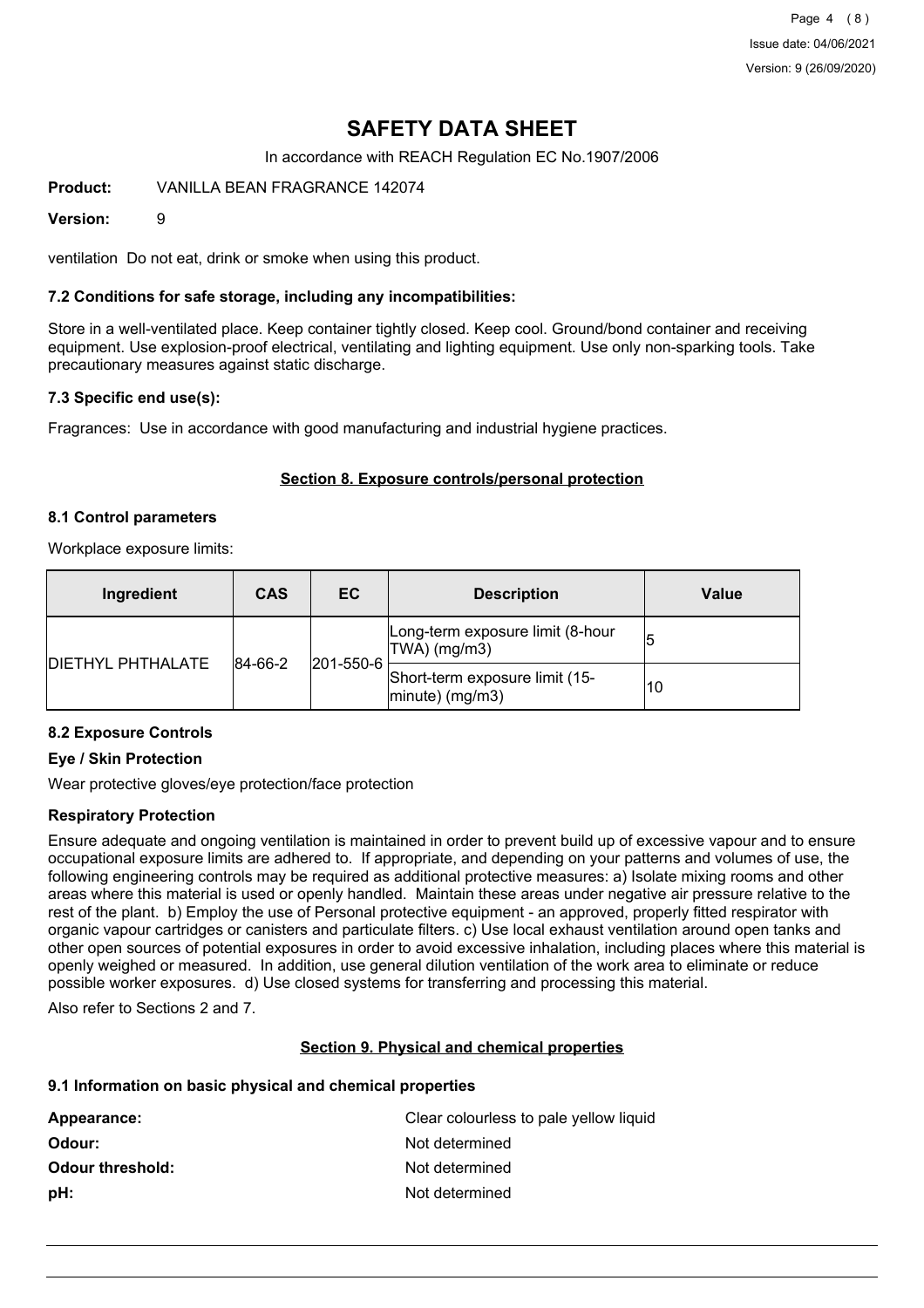ventilation Do not eat, drink or smoke when using this product.

### 7.2 Conditions for safe storage, including any incompatibilities:

Store in a well-ventilated place. Keep container tightly closed. Keep cool. Ground/bond container and receiving equipment. Use explosion-proof electrical, ventilating and lighting equipment. Use only non-sparking tools. Take precautionary measures against static discharge.

### 7.3 Specific end use(s):

Fragrances: Use in accordance with good manufacturing and industrial hygiene practices.

## Section 8. Exposure controls/personal protection

### 8.1 Control parameters

Workplace exposure limits:

| Ingredient | CAS | EC | Description | Value |
|---|---|---|---|---|
| DIETHYL PHTHALATE | 84-66-2 | 201-550-6 | Long-term exposure limit (8-hour TWA) (mg/m3) | 5 |
| | | | Short-term exposure limit (15-minute) (mg/m3) | 10 |

### 8.2 Exposure Controls

**Eye / Skin Protection**

Wear protective gloves/eye protection/face protection

**Respiratory Protection**

Ensure adequate and ongoing ventilation is maintained in order to prevent build up of excessive vapour and to ensure occupational exposure limits are adhered to. If appropriate, and depending on your patterns and volumes of use, the following engineering controls may be required as additional protective measures: a) Isolate mixing rooms and other areas where this material is used or openly handled. Maintain these areas under negative air pressure relative to the rest of the plant. b) Employ the use of Personal protective equipment - an approved, properly fitted respirator with organic vapour cartridges or canisters and particulate filters. c) Use local exhaust ventilation around open tanks and other open sources of potential exposures in order to avoid excessive inhalation, including places where this material is openly weighed or measured. In addition, use general dilution ventilation of the work area to eliminate or reduce possible worker exposures. d) Use closed systems for transferring and processing this material.

Also refer to Sections 2 and 7.

## Section 9. Physical and chemical properties

### 9.1 Information on basic physical and chemical properties

**Appearance:** Clear colourless to pale yellow liquid

**Odour:** Not determined

**Odour threshold:** Not determined

**pH:** Not determined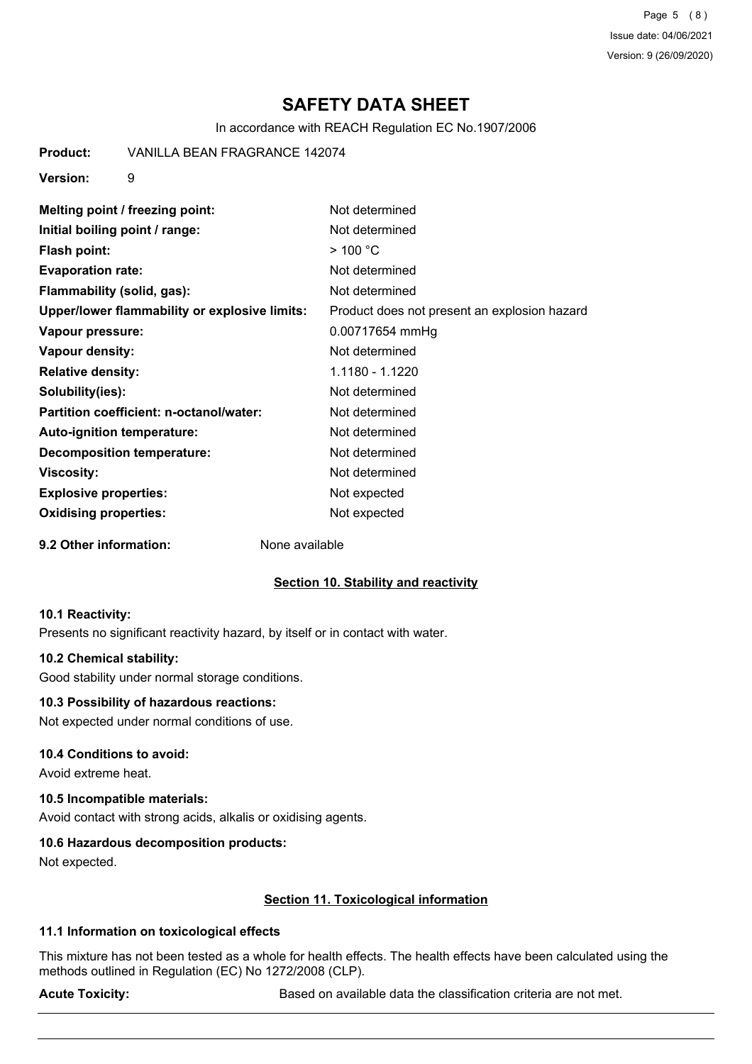# SAFETY DATA SHEET

In accordance with REACH Regulation EC No.1907/2006

**Product:** VANILLA BEAN FRAGRANCE 142074

**Version:** 9

| | |
|---|---|
| **Melting point / freezing point:** | Not determined |
| **Initial boiling point / range:** | Not determined |
| **Flash point:** | > 100 °C |
| **Evaporation rate:** | Not determined |
| **Flammability (solid, gas):** | Not determined |
| **Upper/lower flammability or explosive limits:** | Product does not present an explosion hazard |
| **Vapour pressure:** | 0.00717654 mmHg |
| **Vapour density:** | Not determined |
| **Relative density:** | 1.1180 - 1.1220 |
| **Solubility(ies):** | Not determined |
| **Partition coefficient: n-octanol/water:** | Not determined |
| **Auto-ignition temperature:** | Not determined |
| **Decomposition temperature:** | Not determined |
| **Viscosity:** | Not determined |
| **Explosive properties:** | Not expected |
| **Oxidising properties:** | Not expected |

**9.2 Other information:** None available

## Section 10. Stability and reactivity

### 10.1 Reactivity:

Presents no significant reactivity hazard, by itself or in contact with water.

### 10.2 Chemical stability:

Good stability under normal storage conditions.

### 10.3 Possibility of hazardous reactions:

Not expected under normal conditions of use.

### 10.4 Conditions to avoid:

Avoid extreme heat.

### 10.5 Incompatible materials:

Avoid contact with strong acids, alkalis or oxidising agents.

### 10.6 Hazardous decomposition products:

Not expected.

## Section 11. Toxicological information

### 11.1 Information on toxicological effects

This mixture has not been tested as a whole for health effects. The health effects have been calculated using the methods outlined in Regulation (EC) No 1272/2008 (CLP).

**Acute Toxicity:** Based on available data the classification criteria are not met.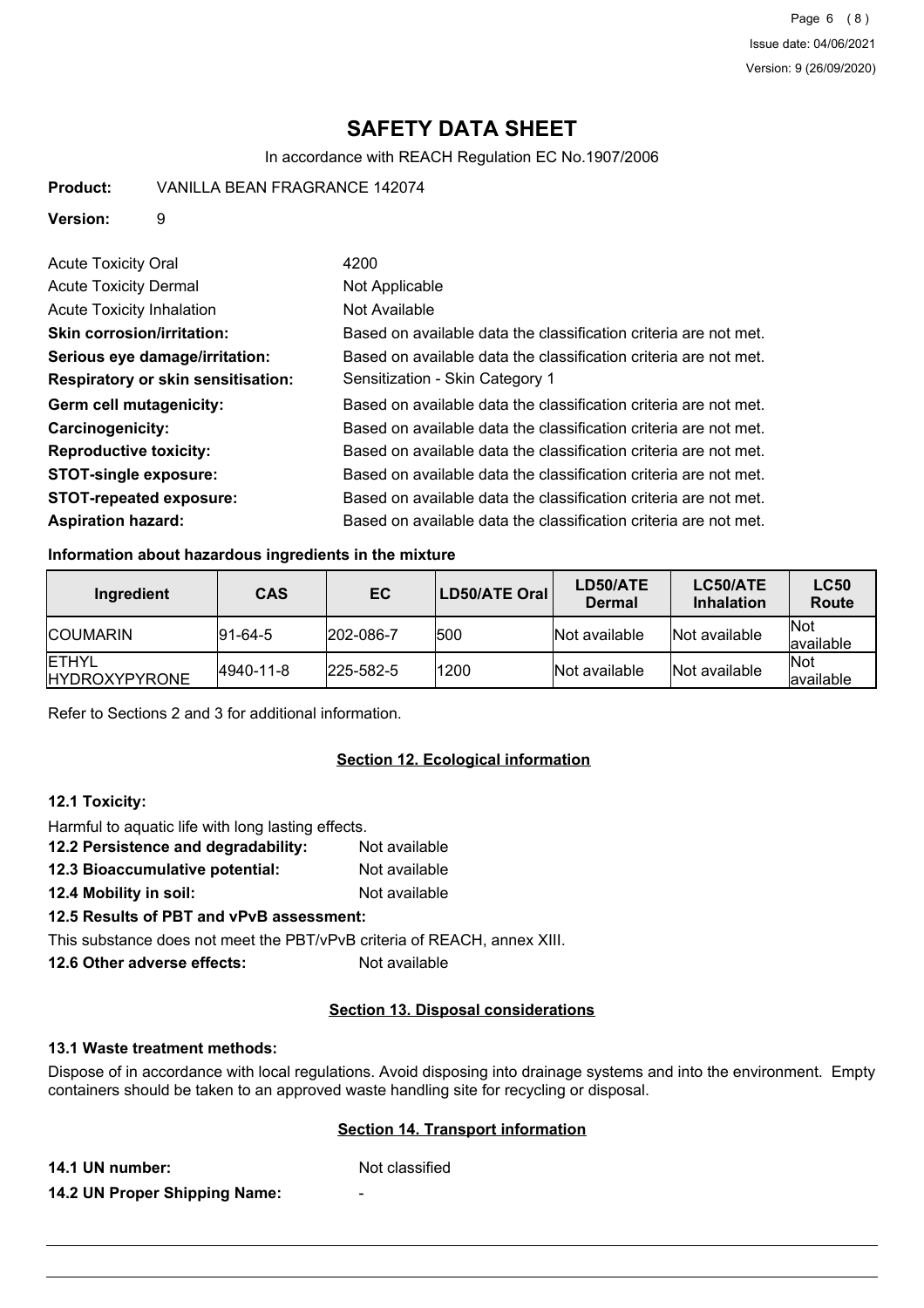# SAFETY DATA SHEET

In accordance with REACH Regulation EC No.1907/2006

**Product:** VANILLA BEAN FRAGRANCE 142074

**Version:** 9

| | |
|---|---|
| Acute Toxicity Oral | 4200 |
| Acute Toxicity Dermal | Not Applicable |
| Acute Toxicity Inhalation | Not Available |
| **Skin corrosion/irritation:** | Based on available data the classification criteria are not met. |
| **Serious eye damage/irritation:** | Based on available data the classification criteria are not met. |
| **Respiratory or skin sensitisation:** | Sensitization - Skin Category 1 |
| **Germ cell mutagenicity:** | Based on available data the classification criteria are not met. |
| **Carcinogenicity:** | Based on available data the classification criteria are not met. |
| **Reproductive toxicity:** | Based on available data the classification criteria are not met. |
| **STOT-single exposure:** | Based on available data the classification criteria are not met. |
| **STOT-repeated exposure:** | Based on available data the classification criteria are not met. |
| **Aspiration hazard:** | Based on available data the classification criteria are not met. |

**Information about hazardous ingredients in the mixture**

| Ingredient | CAS | EC | LD50/ATE Oral | LD50/ATE Dermal | LC50/ATE Inhalation | LC50 Route |
|---|---|---|---|---|---|---|
| COUMARIN | 91-64-5 | 202-086-7 | 500 | Not available | Not available | Not available |
| ETHYL HYDROXYPYRONE | 4940-11-8 | 225-582-5 | 1200 | Not available | Not available | Not available |

Refer to Sections 2 and 3 for additional information.

## Section 12. Ecological information

**12.1 Toxicity:**

Harmful to aquatic life with long lasting effects.

**12.2 Persistence and degradability:** Not available

**12.3 Bioaccumulative potential:** Not available

**12.4 Mobility in soil:** Not available

**12.5 Results of PBT and vPvB assessment:**

This substance does not meet the PBT/vPvB criteria of REACH, annex XIII.

**12.6 Other adverse effects:** Not available

## Section 13. Disposal considerations

**13.1 Waste treatment methods:**

Dispose of in accordance with local regulations. Avoid disposing into drainage systems and into the environment. Empty containers should be taken to an approved waste handling site for recycling or disposal.

## Section 14. Transport information

**14.1 UN number:** Not classified

**14.2 UN Proper Shipping Name:** -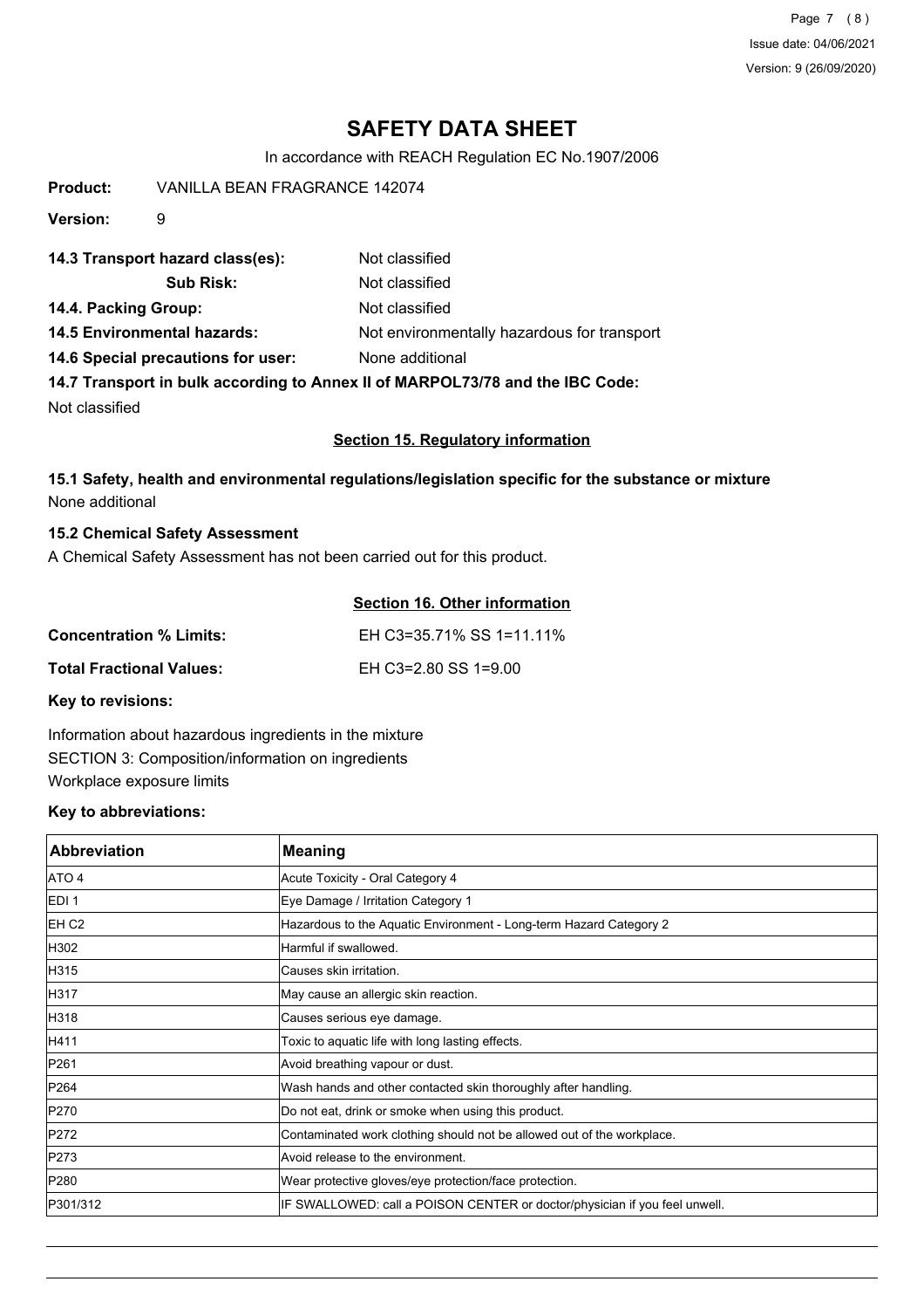# SAFETY DATA SHEET

In accordance with REACH Regulation EC No.1907/2006

**Product:** VANILLA BEAN FRAGRANCE 142074

**Version:** 9

**14.3 Transport hazard class(es):** Not classified

**Sub Risk:** Not classified

**14.4. Packing Group:** Not classified

**14.5 Environmental hazards:** Not environmentally hazardous for transport

**14.6 Special precautions for user:** None additional

**14.7 Transport in bulk according to Annex II of MARPOL73/78 and the IBC Code:**

Not classified

## Section 15. Regulatory information

**15.1 Safety, health and environmental regulations/legislation specific for the substance or mixture**

None additional

**15.2 Chemical Safety Assessment**

A Chemical Safety Assessment has not been carried out for this product.

## Section 16. Other information

**Concentration % Limits:** EH C3=35.71% SS 1=11.11%

**Total Fractional Values:** EH C3=2.80 SS 1=9.00

**Key to revisions:**

Information about hazardous ingredients in the mixture

SECTION 3: Composition/information on ingredients

Workplace exposure limits

**Key to abbreviations:**

| Abbreviation | Meaning |
|---|---|
| ATO 4 | Acute Toxicity - Oral Category 4 |
| EDI 1 | Eye Damage / Irritation Category 1 |
| EH C2 | Hazardous to the Aquatic Environment - Long-term Hazard Category 2 |
| H302 | Harmful if swallowed. |
| H315 | Causes skin irritation. |
| H317 | May cause an allergic skin reaction. |
| H318 | Causes serious eye damage. |
| H411 | Toxic to aquatic life with long lasting effects. |
| P261 | Avoid breathing vapour or dust. |
| P264 | Wash hands and other contacted skin thoroughly after handling. |
| P270 | Do not eat, drink or smoke when using this product. |
| P272 | Contaminated work clothing should not be allowed out of the workplace. |
| P273 | Avoid release to the environment. |
| P280 | Wear protective gloves/eye protection/face protection. |
| P301/312 | IF SWALLOWED: call a POISON CENTER or doctor/physician if you feel unwell. |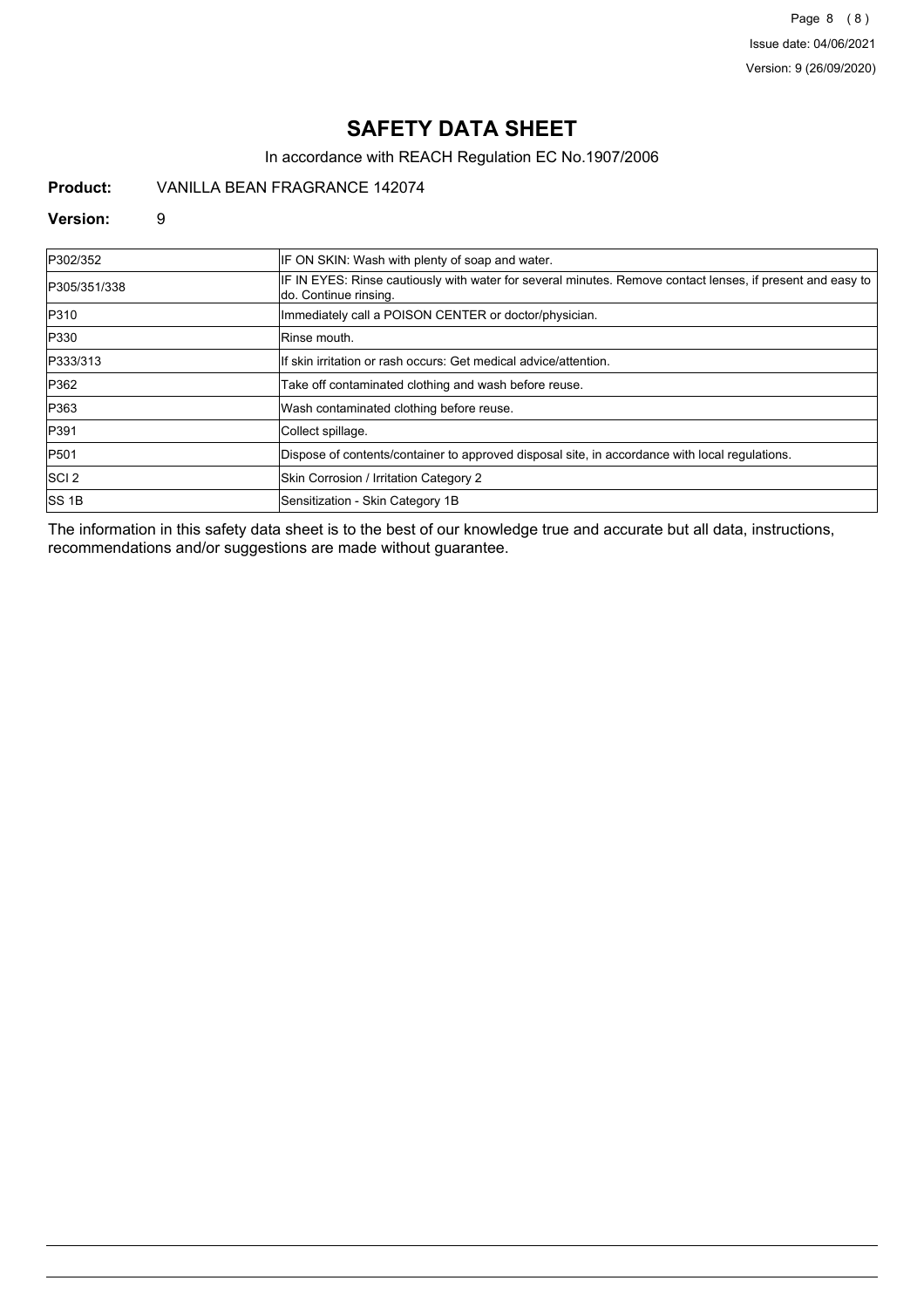# SAFETY DATA SHEET

In accordance with REACH Regulation EC No.1907/2006

**Product:** VANILLA BEAN FRAGRANCE 142074

**Version:** 9

| | |
|---|---|
| P302/352 | IF ON SKIN: Wash with plenty of soap and water. |
| P305/351/338 | IF IN EYES: Rinse cautiously with water for several minutes. Remove contact lenses, if present and easy to do. Continue rinsing. |
| P310 | Immediately call a POISON CENTER or doctor/physician. |
| P330 | Rinse mouth. |
| P333/313 | If skin irritation or rash occurs: Get medical advice/attention. |
| P362 | Take off contaminated clothing and wash before reuse. |
| P363 | Wash contaminated clothing before reuse. |
| P391 | Collect spillage. |
| P501 | Dispose of contents/container to approved disposal site, in accordance with local regulations. |
| SCI 2 | Skin Corrosion / Irritation Category 2 |
| SS 1B | Sensitization - Skin Category 1B |

The information in this safety data sheet is to the best of our knowledge true and accurate but all data, instructions, recommendations and/or suggestions are made without guarantee.